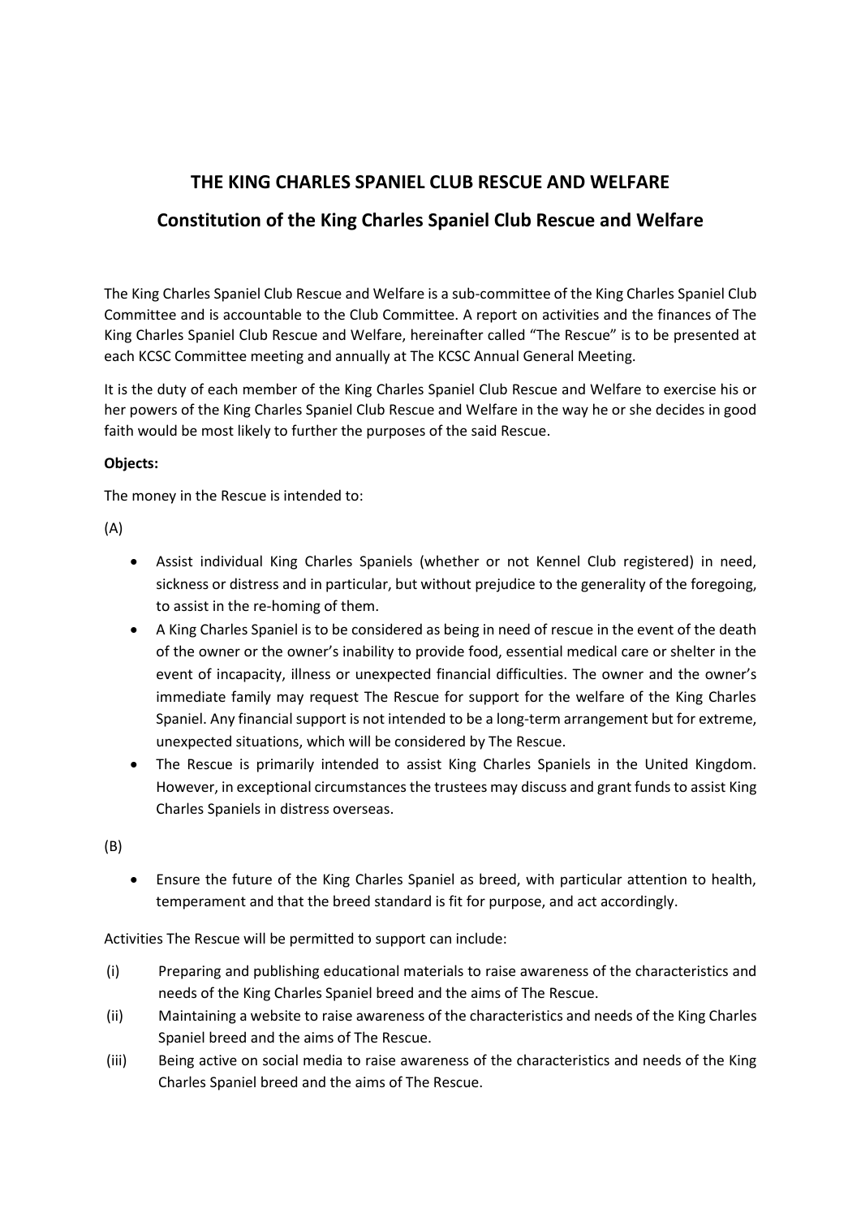# THE KING CHARLES SPANIEL CLUB RESCUE AND WELFARE

## Constitution of the King Charles Spaniel Club Rescue and Welfare

The King Charles Spaniel Club Rescue and Welfare is a sub-committee of the King Charles Spaniel Club Committee and is accountable to the Club Committee. A report on activities and the finances of The King Charles Spaniel Club Rescue and Welfare, hereinafter called "The Rescue" is to be presented at each KCSC Committee meeting and annually at The KCSC Annual General Meeting.

It is the duty of each member of the King Charles Spaniel Club Rescue and Welfare to exercise his or her powers of the King Charles Spaniel Club Rescue and Welfare in the way he or she decides in good faith would be most likely to further the purposes of the said Rescue.

**Objects:**

The money in the Rescue is intended to:

(A)

- Assist individual King Charles Spaniels (whether or not Kennel Club registered) in need, sickness or distress and in particular, but without prejudice to the generality of the foregoing, to assist in the re-homing of them.
- A King Charles Spaniel is to be considered as being in need of rescue in the event of the death of the owner or the owner's inability to provide food, essential medical care or shelter in the event of incapacity, illness or unexpected financial difficulties. The owner and the owner's immediate family may request The Rescue for support for the welfare of the King Charles Spaniel. Any financial support is not intended to be a long-term arrangement but for extreme, unexpected situations, which will be considered by The Rescue.
- The Rescue is primarily intended to assist King Charles Spaniels in the United Kingdom. However, in exceptional circumstances the trustees may discuss and grant funds to assist King Charles Spaniels in distress overseas.

(B)

- Ensure the future of the King Charles Spaniel as breed, with particular attention to health, temperament and that the breed standard is fit for purpose, and act accordingly.

Activities The Rescue will be permitted to support can include:

(i) Preparing and publishing educational materials to raise awareness of the characteristics and needs of the King Charles Spaniel breed and the aims of The Rescue.

(ii) Maintaining a website to raise awareness of the characteristics and needs of the King Charles Spaniel breed and the aims of The Rescue.

(iii) Being active on social media to raise awareness of the characteristics and needs of the King Charles Spaniel breed and the aims of The Rescue.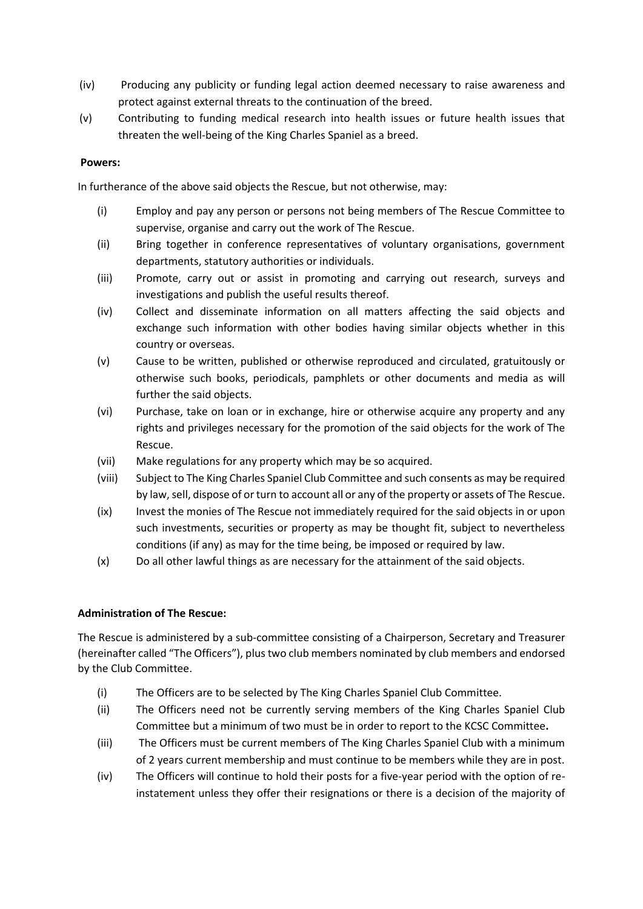(iv) Producing any publicity or funding legal action deemed necessary to raise awareness and protect against external threats to the continuation of the breed.

(v) Contributing to funding medical research into health issues or future health issues that threaten the well-being of the King Charles Spaniel as a breed.

**Powers:**

In furtherance of the above said objects the Rescue, but not otherwise, may:

(i) Employ and pay any person or persons not being members of The Rescue Committee to supervise, organise and carry out the work of The Rescue.

(ii) Bring together in conference representatives of voluntary organisations, government departments, statutory authorities or individuals.

(iii) Promote, carry out or assist in promoting and carrying out research, surveys and investigations and publish the useful results thereof.

(iv) Collect and disseminate information on all matters affecting the said objects and exchange such information with other bodies having similar objects whether in this country or overseas.

(v) Cause to be written, published or otherwise reproduced and circulated, gratuitously or otherwise such books, periodicals, pamphlets or other documents and media as will further the said objects.

(vi) Purchase, take on loan or in exchange, hire or otherwise acquire any property and any rights and privileges necessary for the promotion of the said objects for the work of The Rescue.

(vii) Make regulations for any property which may be so acquired.

(viii) Subject to The King Charles Spaniel Club Committee and such consents as may be required by law, sell, dispose of or turn to account all or any of the property or assets of The Rescue.

(ix) Invest the monies of The Rescue not immediately required for the said objects in or upon such investments, securities or property as may be thought fit, subject to nevertheless conditions (if any) as may for the time being, be imposed or required by law.

(x) Do all other lawful things as are necessary for the attainment of the said objects.

**Administration of The Rescue:**

The Rescue is administered by a sub-committee consisting of a Chairperson, Secretary and Treasurer (hereinafter called "The Officers"), plus two club members nominated by club members and endorsed by the Club Committee.

(i) The Officers are to be selected by The King Charles Spaniel Club Committee.

(ii) The Officers need not be currently serving members of the King Charles Spaniel Club Committee but a minimum of two must be in order to report to the KCSC Committee**.**

(iii) The Officers must be current members of The King Charles Spaniel Club with a minimum of 2 years current membership and must continue to be members while they are in post.

(iv) The Officers will continue to hold their posts for a five-year period with the option of re-instatement unless they offer their resignations or there is a decision of the majority of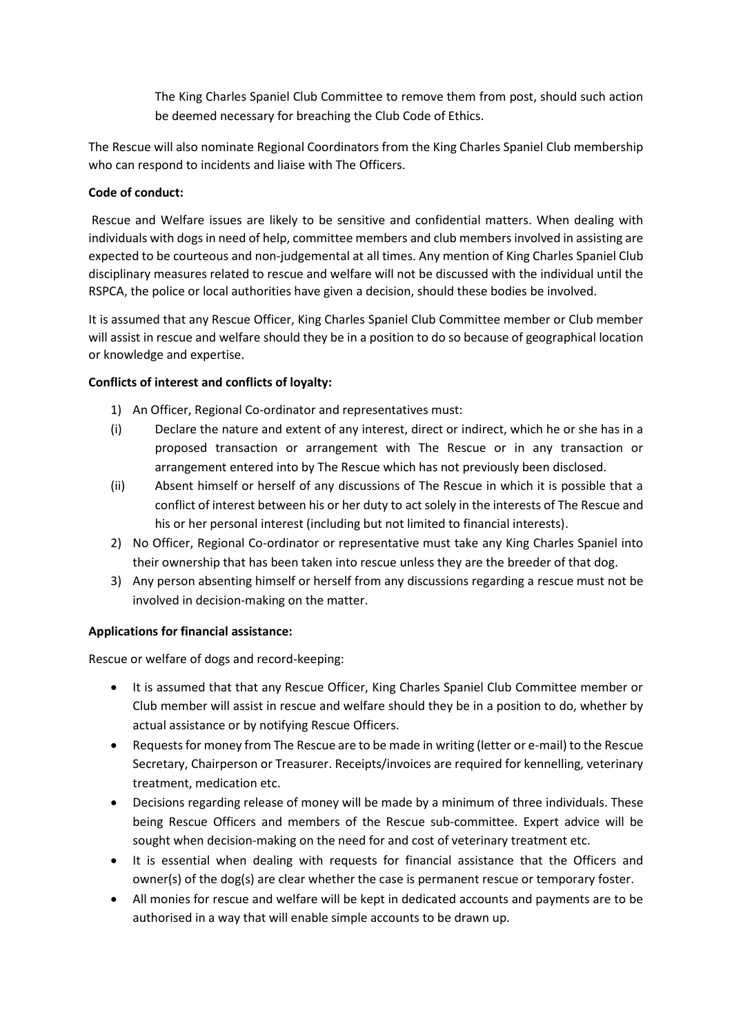The King Charles Spaniel Club Committee to remove them from post, should such action be deemed necessary for breaching the Club Code of Ethics.

The Rescue will also nominate Regional Coordinators from the King Charles Spaniel Club membership who can respond to incidents and liaise with The Officers.

**Code of conduct:**

Rescue and Welfare issues are likely to be sensitive and confidential matters. When dealing with individuals with dogs in need of help, committee members and club members involved in assisting are expected to be courteous and non-judgemental at all times. Any mention of King Charles Spaniel Club disciplinary measures related to rescue and welfare will not be discussed with the individual until the RSPCA, the police or local authorities have given a decision, should these bodies be involved.

It is assumed that any Rescue Officer, King Charles Spaniel Club Committee member or Club member will assist in rescue and welfare should they be in a position to do so because of geographical location or knowledge and expertise.

**Conflicts of interest and conflicts of loyalty:**

1) An Officer, Regional Co-ordinator and representatives must:
   - (i) Declare the nature and extent of any interest, direct or indirect, which he or she has in a proposed transaction or arrangement with The Rescue or in any transaction or arrangement entered into by The Rescue which has not previously been disclosed.
   - (ii) Absent himself or herself of any discussions of The Rescue in which it is possible that a conflict of interest between his or her duty to act solely in the interests of The Rescue and his or her personal interest (including but not limited to financial interests).
2) No Officer, Regional Co-ordinator or representative must take any King Charles Spaniel into their ownership that has been taken into rescue unless they are the breeder of that dog.
3) Any person absenting himself or herself from any discussions regarding a rescue must not be involved in decision-making on the matter.

**Applications for financial assistance:**

Rescue or welfare of dogs and record-keeping:

- It is assumed that that any Rescue Officer, King Charles Spaniel Club Committee member or Club member will assist in rescue and welfare should they be in a position to do, whether by actual assistance or by notifying Rescue Officers.
- Requests for money from The Rescue are to be made in writing (letter or e-mail) to the Rescue Secretary, Chairperson or Treasurer. Receipts/invoices are required for kennelling, veterinary treatment, medication etc.
- Decisions regarding release of money will be made by a minimum of three individuals. These being Rescue Officers and members of the Rescue sub-committee. Expert advice will be sought when decision-making on the need for and cost of veterinary treatment etc.
- It is essential when dealing with requests for financial assistance that the Officers and owner(s) of the dog(s) are clear whether the case is permanent rescue or temporary foster.
- All monies for rescue and welfare will be kept in dedicated accounts and payments are to be authorised in a way that will enable simple accounts to be drawn up.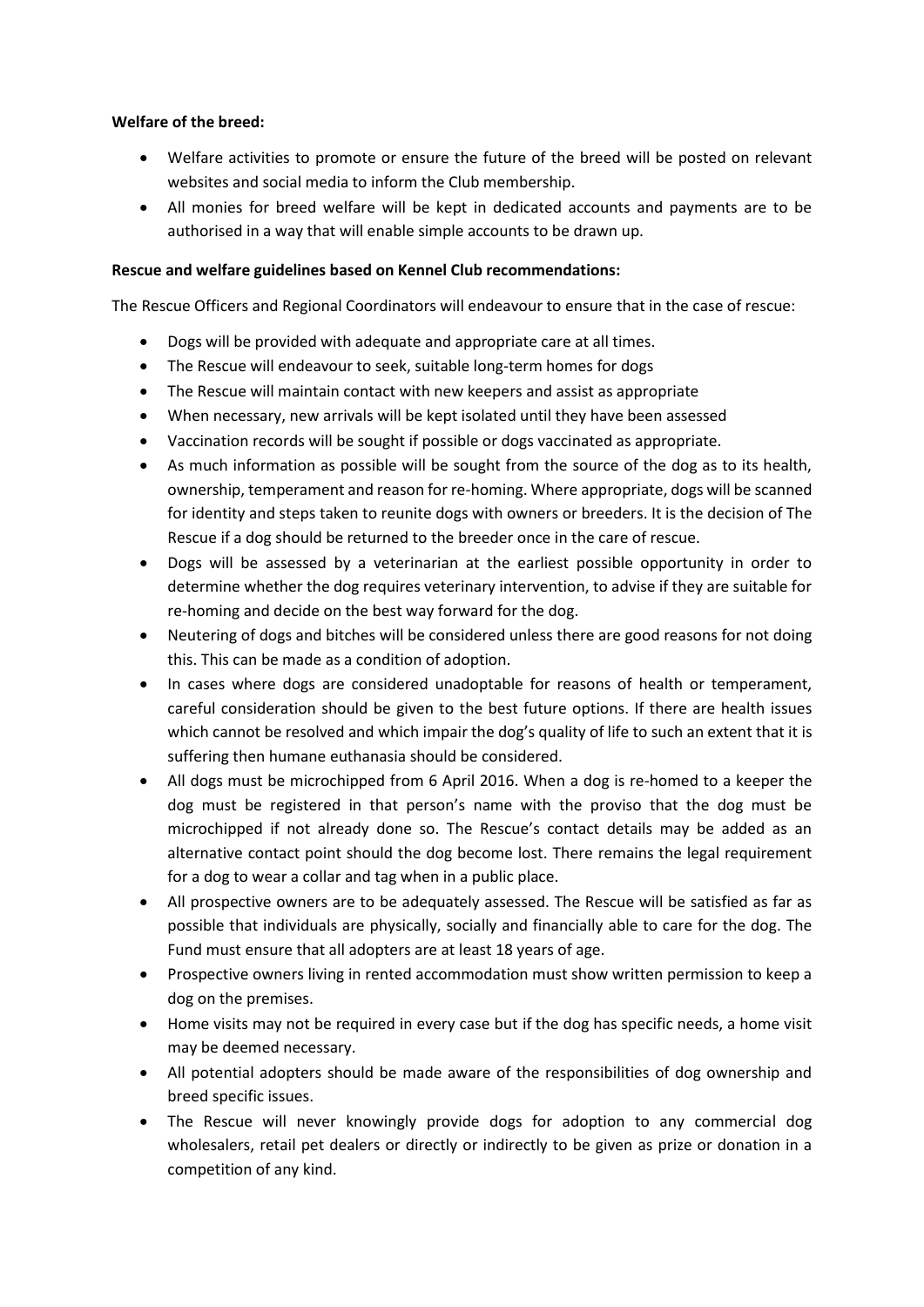**Welfare of the breed:**

- Welfare activities to promote or ensure the future of the breed will be posted on relevant websites and social media to inform the Club membership.
- All monies for breed welfare will be kept in dedicated accounts and payments are to be authorised in a way that will enable simple accounts to be drawn up.

**Rescue and welfare guidelines based on Kennel Club recommendations:**

The Rescue Officers and Regional Coordinators will endeavour to ensure that in the case of rescue:

- Dogs will be provided with adequate and appropriate care at all times.
- The Rescue will endeavour to seek, suitable long-term homes for dogs
- The Rescue will maintain contact with new keepers and assist as appropriate
- When necessary, new arrivals will be kept isolated until they have been assessed
- Vaccination records will be sought if possible or dogs vaccinated as appropriate.
- As much information as possible will be sought from the source of the dog as to its health, ownership, temperament and reason for re-homing. Where appropriate, dogs will be scanned for identity and steps taken to reunite dogs with owners or breeders. It is the decision of The Rescue if a dog should be returned to the breeder once in the care of rescue.
- Dogs will be assessed by a veterinarian at the earliest possible opportunity in order to determine whether the dog requires veterinary intervention, to advise if they are suitable for re-homing and decide on the best way forward for the dog.
- Neutering of dogs and bitches will be considered unless there are good reasons for not doing this. This can be made as a condition of adoption.
- In cases where dogs are considered unadoptable for reasons of health or temperament, careful consideration should be given to the best future options. If there are health issues which cannot be resolved and which impair the dog's quality of life to such an extent that it is suffering then humane euthanasia should be considered.
- All dogs must be microchipped from 6 April 2016. When a dog is re-homed to a keeper the dog must be registered in that person's name with the proviso that the dog must be microchipped if not already done so. The Rescue's contact details may be added as an alternative contact point should the dog become lost. There remains the legal requirement for a dog to wear a collar and tag when in a public place.
- All prospective owners are to be adequately assessed. The Rescue will be satisfied as far as possible that individuals are physically, socially and financially able to care for the dog. The Fund must ensure that all adopters are at least 18 years of age.
- Prospective owners living in rented accommodation must show written permission to keep a dog on the premises.
- Home visits may not be required in every case but if the dog has specific needs, a home visit may be deemed necessary.
- All potential adopters should be made aware of the responsibilities of dog ownership and breed specific issues.
- The Rescue will never knowingly provide dogs for adoption to any commercial dog wholesalers, retail pet dealers or directly or indirectly to be given as prize or donation in a competition of any kind.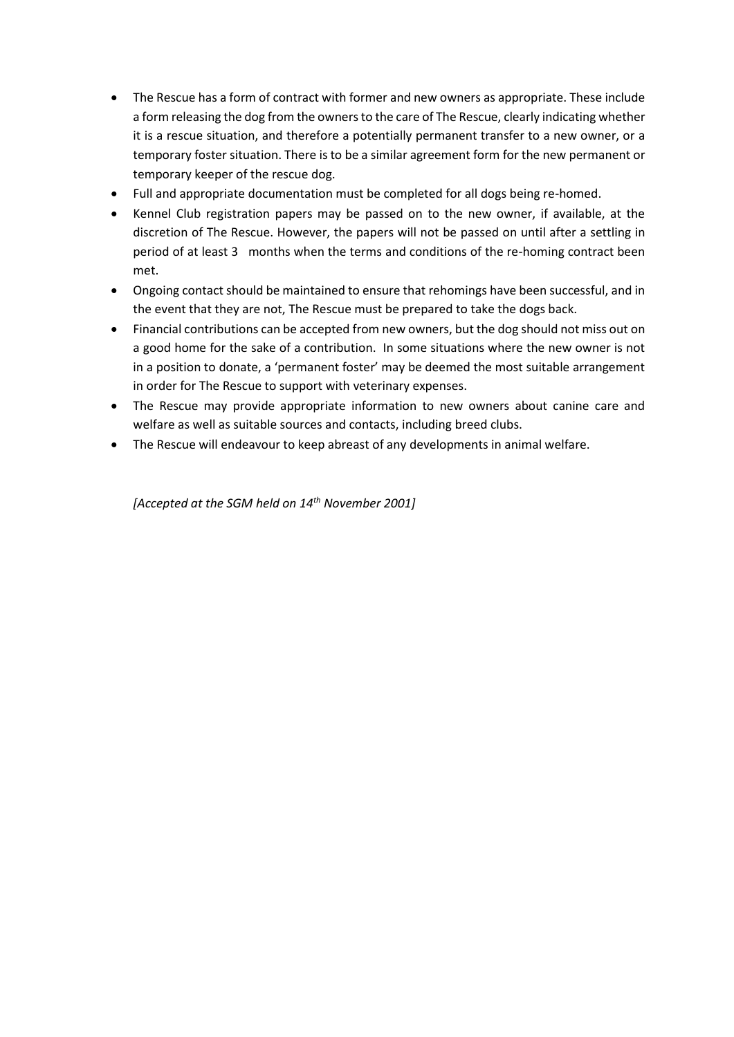- The Rescue has a form of contract with former and new owners as appropriate. These include a form releasing the dog from the owners to the care of The Rescue, clearly indicating whether it is a rescue situation, and therefore a potentially permanent transfer to a new owner, or a temporary foster situation. There is to be a similar agreement form for the new permanent or temporary keeper of the rescue dog.
- Full and appropriate documentation must be completed for all dogs being re-homed.
- Kennel Club registration papers may be passed on to the new owner, if available, at the discretion of The Rescue. However, the papers will not be passed on until after a settling in period of at least 3 months when the terms and conditions of the re-homing contract been met.
- Ongoing contact should be maintained to ensure that rehomings have been successful, and in the event that they are not, The Rescue must be prepared to take the dogs back.
- Financial contributions can be accepted from new owners, but the dog should not miss out on a good home for the sake of a contribution. In some situations where the new owner is not in a position to donate, a 'permanent foster' may be deemed the most suitable arrangement in order for The Rescue to support with veterinary expenses.
- The Rescue may provide appropriate information to new owners about canine care and welfare as well as suitable sources and contacts, including breed clubs.
- The Rescue will endeavour to keep abreast of any developments in animal welfare.

*[Accepted at the SGM held on 14th November 2001]*